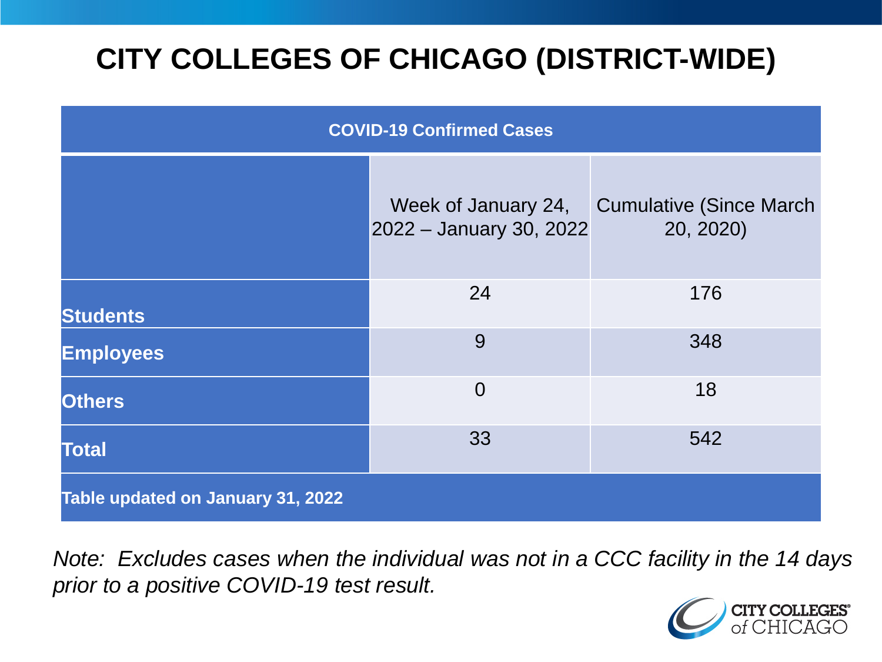# CITY COLLEGES OF CHICAGO (DISTRICT-WIDE)

| COVID-19 Confirmed Cases | | |
|---|---|---|
| | Week of January 24, 2022 – January 30, 2022 | Cumulative (Since March 20, 2020) |
| **Students** | 24 | 176 |
| **Employees** | 9 | 348 |
| **Others** | 0 | 18 |
| **Total** | 33 | 542 |
| **Table updated on January 31, 2022** | | |

*Note: Excludes cases when the individual was not in a CCC facility in the 14 days prior to a positive COVID-19 test result.*

CITY COLLEGES of CHICAGO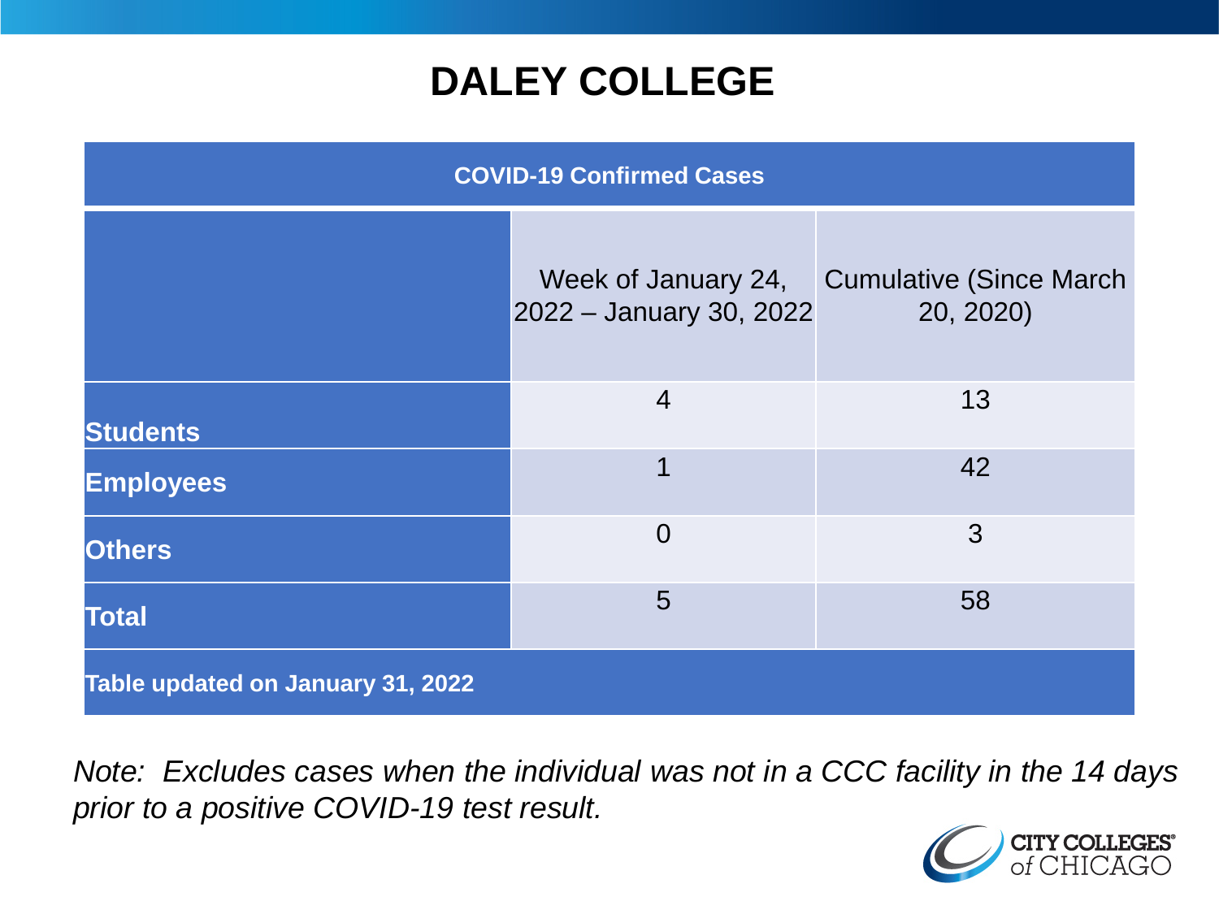# DALEY COLLEGE

| COVID-19 Confirmed Cases | | |
|---|---|---|
| | Week of January 24, 2022 – January 30, 2022 | Cumulative (Since March 20, 2020) |
| **Students** | 4 | 13 |
| **Employees** | 1 | 42 |
| **Others** | 0 | 3 |
| **Total** | 5 | 58 |
| **Table updated on January 31, 2022** | | |

*Note: Excludes cases when the individual was not in a CCC facility in the 14 days prior to a positive COVID-19 test result.*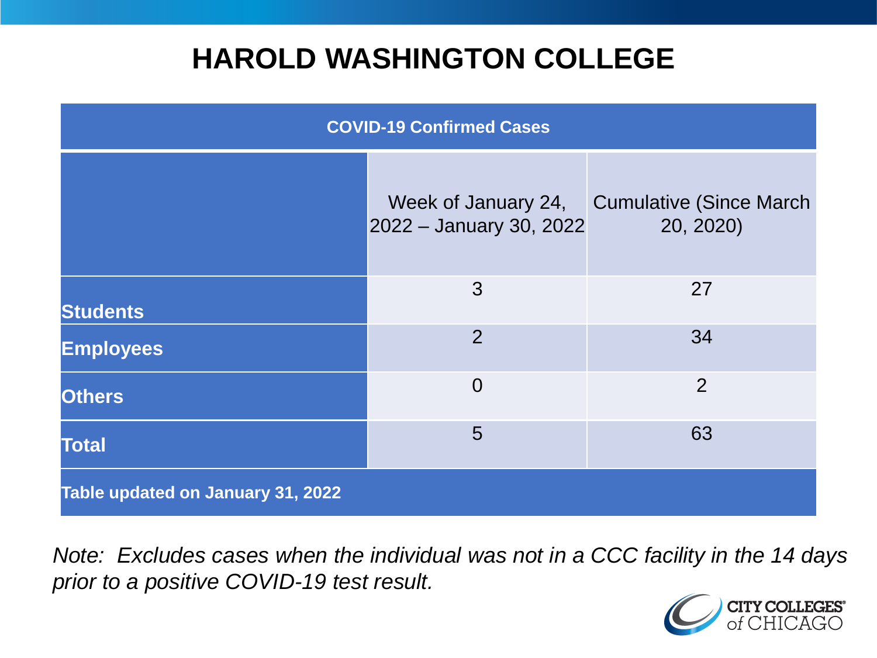# HAROLD WASHINGTON COLLEGE

| COVID-19 Confirmed Cases | | |
|---|---|---|
| | Week of January 24, 2022 – January 30, 2022 | Cumulative (Since March 20, 2020) |
| **Students** | 3 | 27 |
| **Employees** | 2 | 34 |
| **Others** | 0 | 2 |
| **Total** | 5 | 63 |
| **Table updated on January 31, 2022** | | |

*Note: Excludes cases when the individual was not in a CCC facility in the 14 days prior to a positive COVID-19 test result.*

CITY COLLEGES of CHICAGO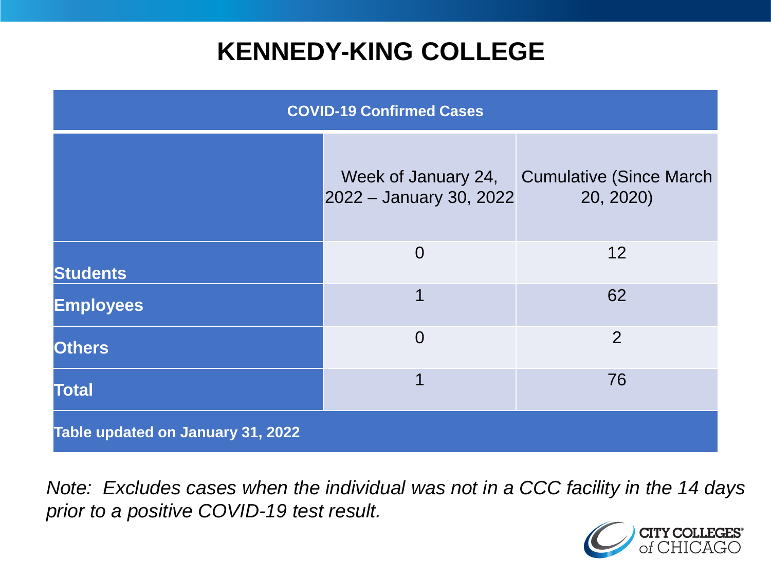# KENNEDY-KING COLLEGE

| COVID-19 Confirmed Cases | | |
|---|---|---|
| | Week of January 24, 2022 – January 30, 2022 | Cumulative (Since March 20, 2020) |
| **Students** | 0 | 12 |
| **Employees** | 1 | 62 |
| **Others** | 0 | 2 |
| **Total** | 1 | 76 |
| **Table updated on January 31, 2022** | | |

*Note: Excludes cases when the individual was not in a CCC facility in the 14 days prior to a positive COVID-19 test result.*

CITY COLLEGES of CHICAGO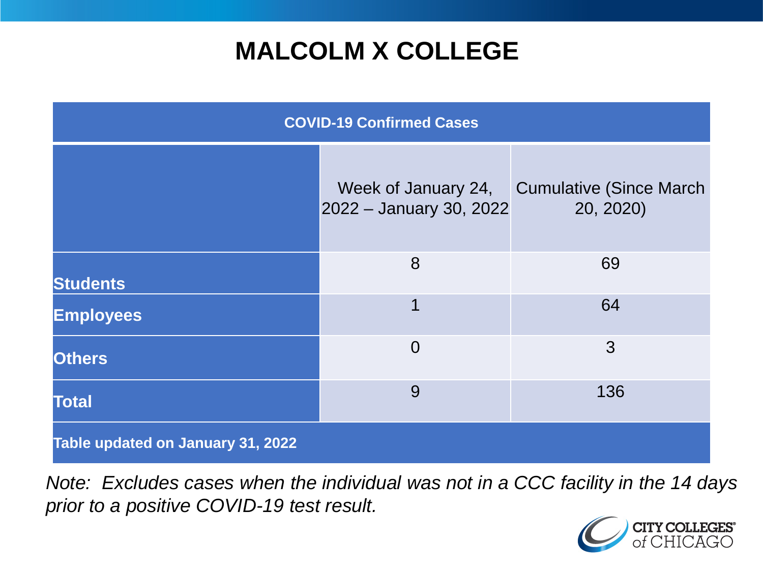# MALCOLM X COLLEGE

| COVID-19 Confirmed Cases | | |
|---|---|---|
| | Week of January 24, 2022 – January 30, 2022 | Cumulative (Since March 20, 2020) |
| **Students** | 8 | 69 |
| **Employees** | 1 | 64 |
| **Others** | 0 | 3 |
| **Total** | 9 | 136 |
| **Table updated on January 31, 2022** | | |

*Note: Excludes cases when the individual was not in a CCC facility in the 14 days prior to a positive COVID-19 test result.*

CITY COLLEGES of CHICAGO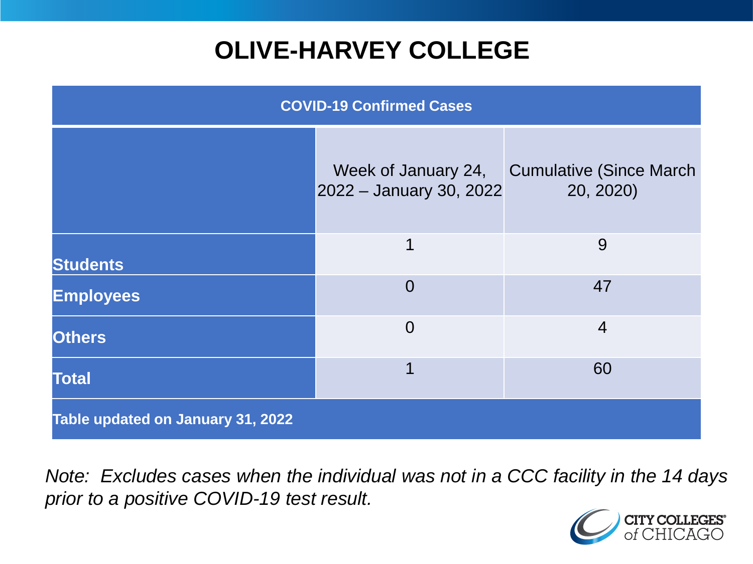# OLIVE-HARVEY COLLEGE

| COVID-19 Confirmed Cases | | |
|---|---|---|
| | Week of January 24, 2022 – January 30, 2022 | Cumulative (Since March 20, 2020) |
| **Students** | 1 | 9 |
| **Employees** | 0 | 47 |
| **Others** | 0 | 4 |
| **Total** | 1 | 60 |
| **Table updated on January 31, 2022** | | |

*Note: Excludes cases when the individual was not in a CCC facility in the 14 days prior to a positive COVID-19 test result.*

CITY COLLEGES of CHICAGO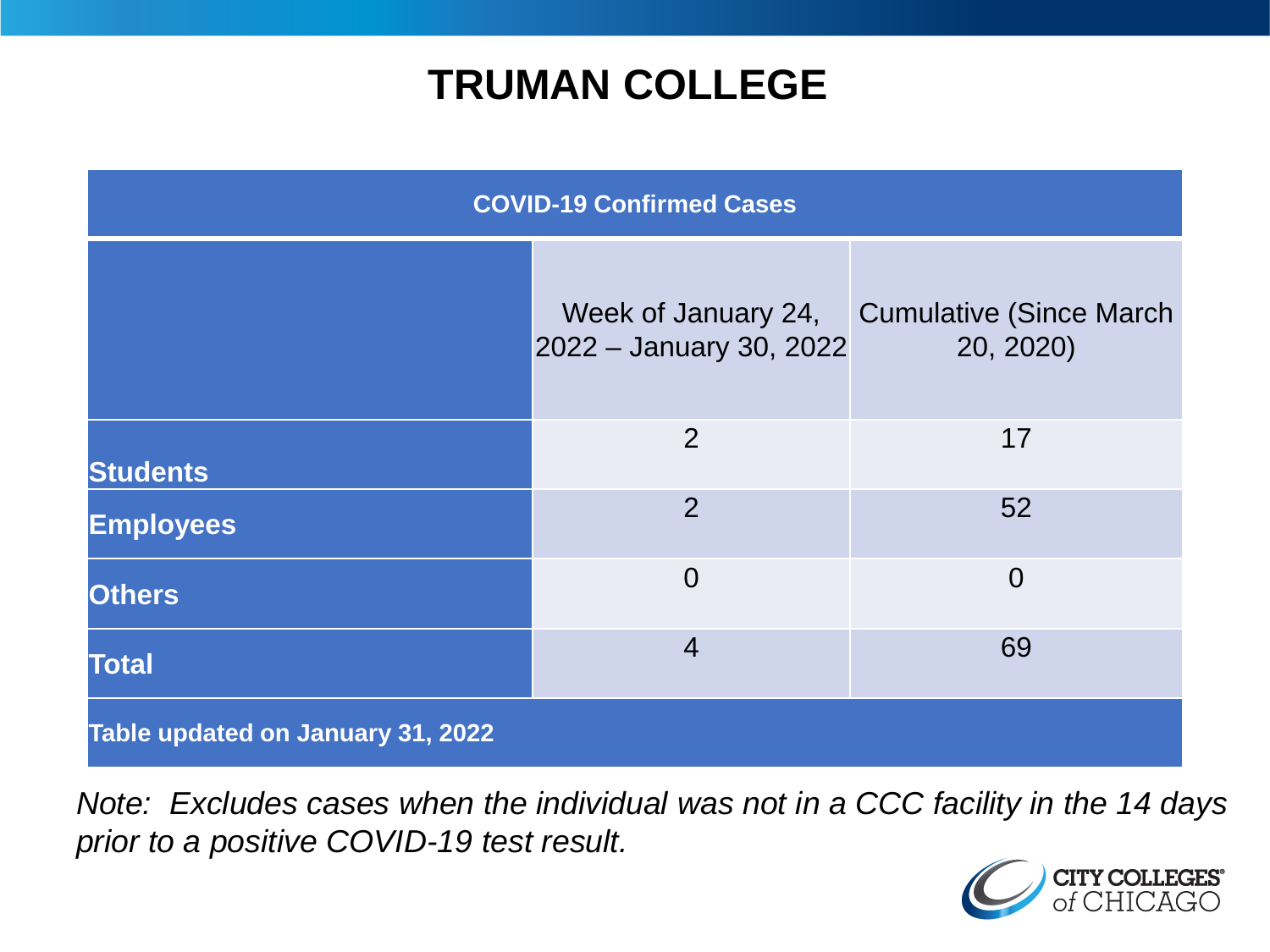# TRUMAN COLLEGE

| COVID-19 Confirmed Cases | | |
|---|---|---|
| | Week of January 24, 2022 – January 30, 2022 | Cumulative (Since March 20, 2020) |
| **Students** | 2 | 17 |
| **Employees** | 2 | 52 |
| **Others** | 0 | 0 |
| **Total** | 4 | 69 |
| **Table updated on January 31, 2022** | | |

*Note: Excludes cases when the individual was not in a CCC facility in the 14 days prior to a positive COVID-19 test result.*

CITY COLLEGES of CHICAGO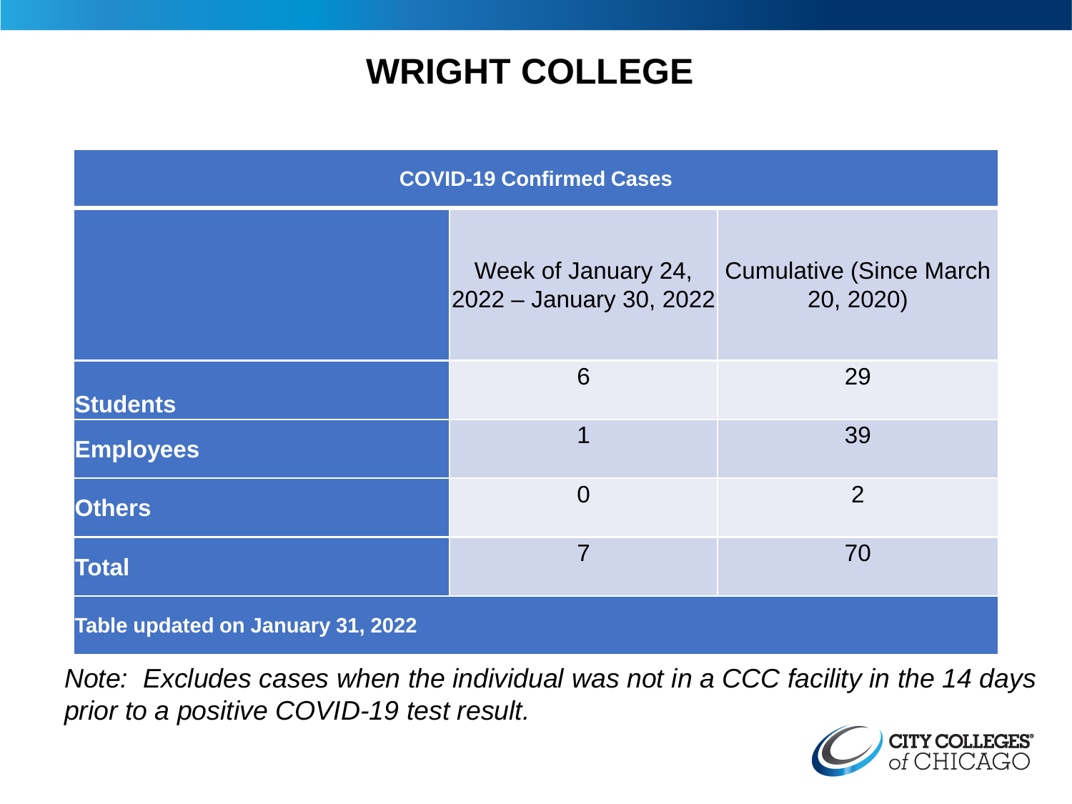# WRIGHT COLLEGE

| COVID-19 Confirmed Cases | | |
|---|---|---|
| | Week of January 24, 2022 – January 30, 2022 | Cumulative (Since March 20, 2020) |
| **Students** | 6 | 29 |
| **Employees** | 1 | 39 |
| **Others** | 0 | 2 |
| **Total** | 7 | 70 |
| **Table updated on January 31, 2022** | | |

*Note: Excludes cases when the individual was not in a CCC facility in the 14 days prior to a positive COVID-19 test result.*

CITY COLLEGES of CHICAGO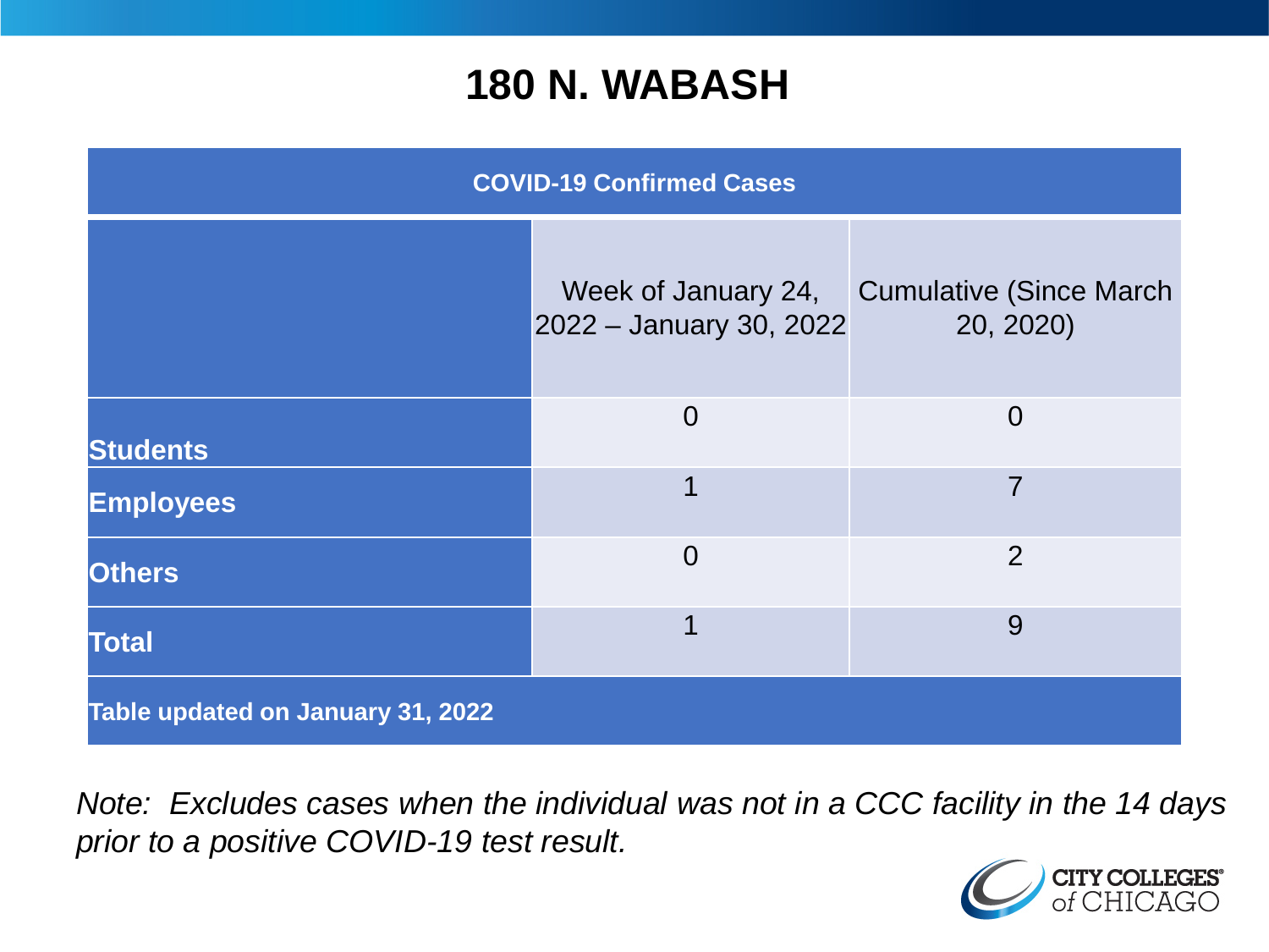# 180 N. WABASH

| COVID-19 Confirmed Cases | | |
|---|---|---|
| | Week of January 24, 2022 – January 30, 2022 | Cumulative (Since March 20, 2020) |
| **Students** | 0 | 0 |
| **Employees** | 1 | 7 |
| **Others** | 0 | 2 |
| **Total** | 1 | 9 |
| **Table updated on January 31, 2022** | | |

*Note: Excludes cases when the individual was not in a CCC facility in the 14 days prior to a positive COVID-19 test result.*

CITY COLLEGES of CHICAGO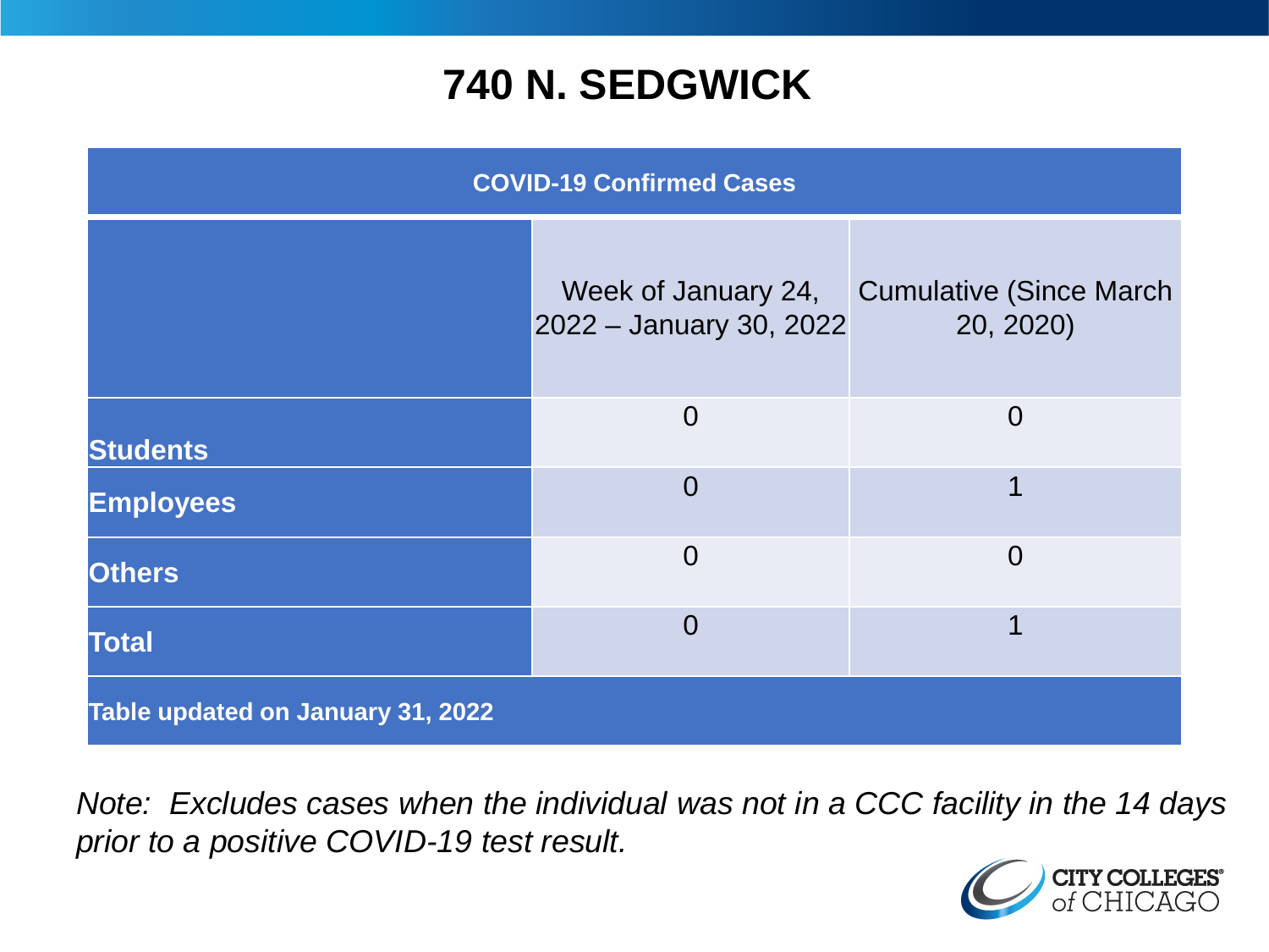# 740 N. SEDGWICK

| COVID-19 Confirmed Cases | | |
|---|---|---|
| | Week of January 24, 2022 – January 30, 2022 | Cumulative (Since March 20, 2020) |
| **Students** | 0 | 0 |
| **Employees** | 0 | 1 |
| **Others** | 0 | 0 |
| **Total** | 0 | 1 |
| **Table updated on January 31, 2022** | | |

*Note: Excludes cases when the individual was not in a CCC facility in the 14 days prior to a positive COVID-19 test result.*

CITY COLLEGES of CHICAGO